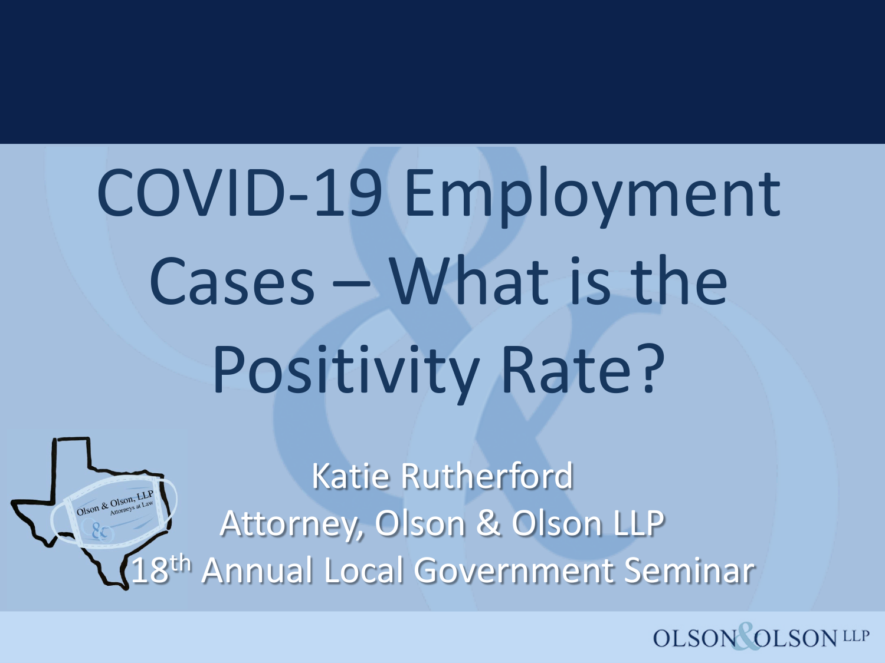# COVID-19 Employment Cases – What is the Positivity Rate?

Katie Rutherford

Attorney, Olson & Olson LLP

18th Annual Local Government Seminar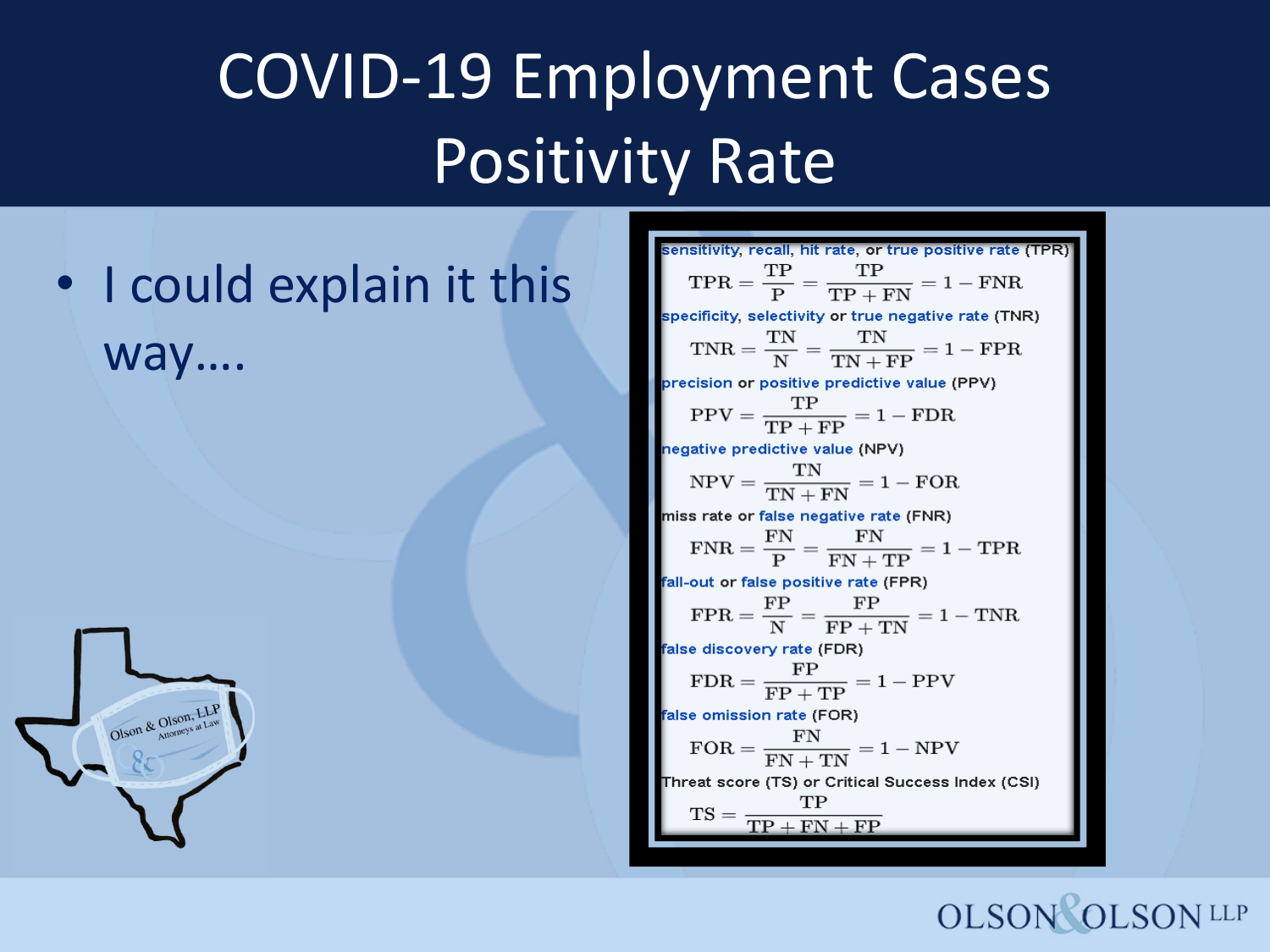# COVID-19 Employment Cases Positivity Rate

- I could explain it this way....

**sensitivity**, **recall**, **hit rate**, or **true positive rate** (TPR)

$$\mathrm{TPR} = \frac{\mathrm{TP}}{\mathrm{P}} = \frac{\mathrm{TP}}{\mathrm{TP} + \mathrm{FN}} = 1 - \mathrm{FNR}$$

**specificity**, **selectivity** or **true negative rate** (TNR)

$$\mathrm{TNR} = \frac{\mathrm{TN}}{\mathrm{N}} = \frac{\mathrm{TN}}{\mathrm{TN} + \mathrm{FP}} = 1 - \mathrm{FPR}$$

**precision** or **positive predictive value** (PPV)

$$\mathrm{PPV} = \frac{\mathrm{TP}}{\mathrm{TP} + \mathrm{FP}} = 1 - \mathrm{FDR}$$

**negative predictive value** (NPV)

$$\mathrm{NPV} = \frac{\mathrm{TN}}{\mathrm{TN} + \mathrm{FN}} = 1 - \mathrm{FOR}$$

miss rate or **false negative rate** (FNR)

$$\mathrm{FNR} = \frac{\mathrm{FN}}{\mathrm{P}} = \frac{\mathrm{FN}}{\mathrm{FN} + \mathrm{TP}} = 1 - \mathrm{TPR}$$

**fall-out** or **false positive rate** (FPR)

$$\mathrm{FPR} = \frac{\mathrm{FP}}{\mathrm{N}} = \frac{\mathrm{FP}}{\mathrm{FP} + \mathrm{TN}} = 1 - \mathrm{TNR}$$

**false discovery rate** (FDR)

$$\mathrm{FDR} = \frac{\mathrm{FP}}{\mathrm{FP} + \mathrm{TP}} = 1 - \mathrm{PPV}$$

**false omission rate** (FOR)

$$\mathrm{FOR} = \frac{\mathrm{FN}}{\mathrm{FN} + \mathrm{TN}} = 1 - \mathrm{NPV}$$

Threat score (TS) or Critical Success Index (CSI)

$$\mathrm{TS} = \frac{\mathrm{TP}}{\mathrm{TP} + \mathrm{FN} + \mathrm{FP}}$$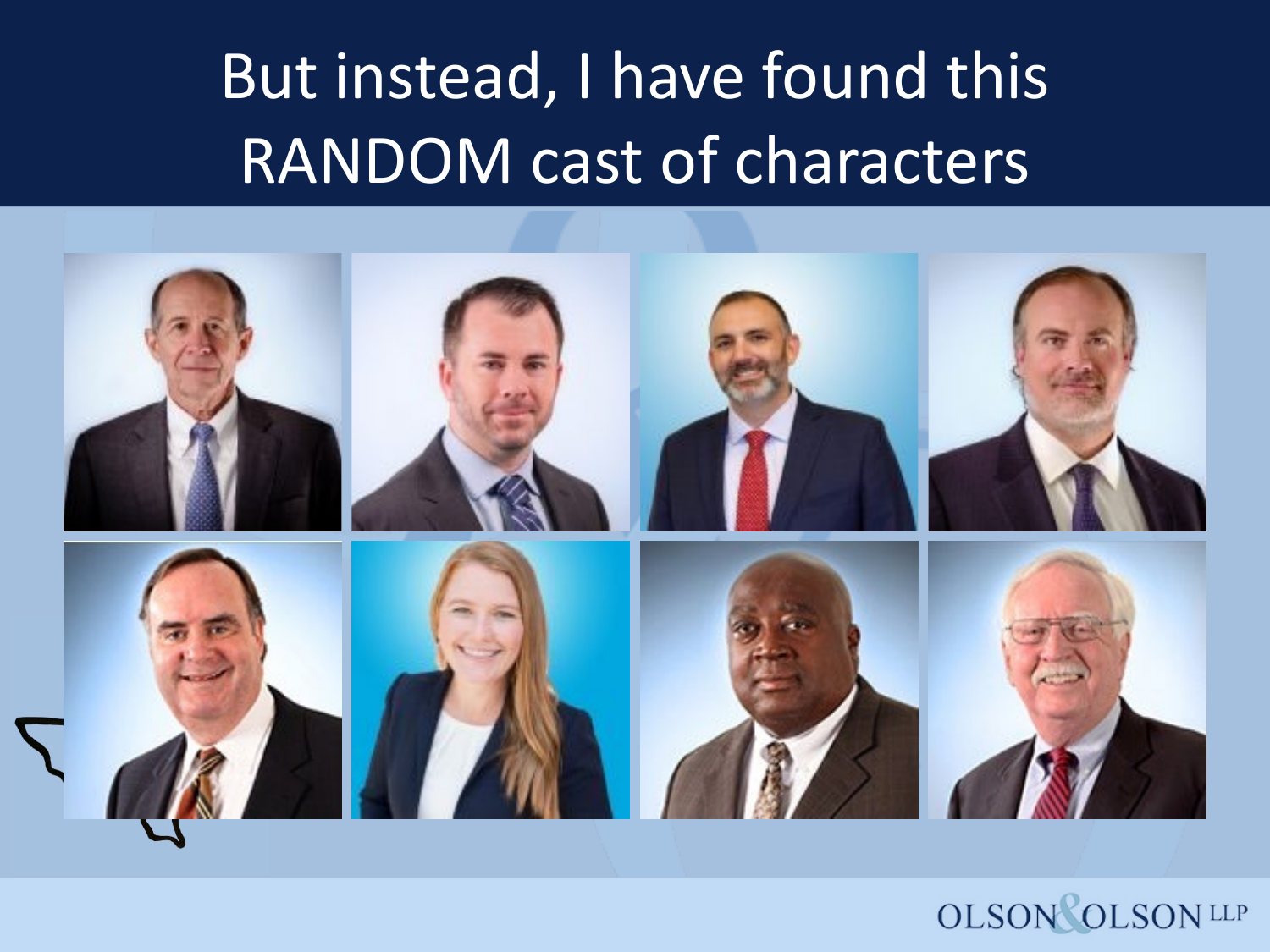# But instead, I have found this RANDOM cast of characters

OLSON & OLSON LLP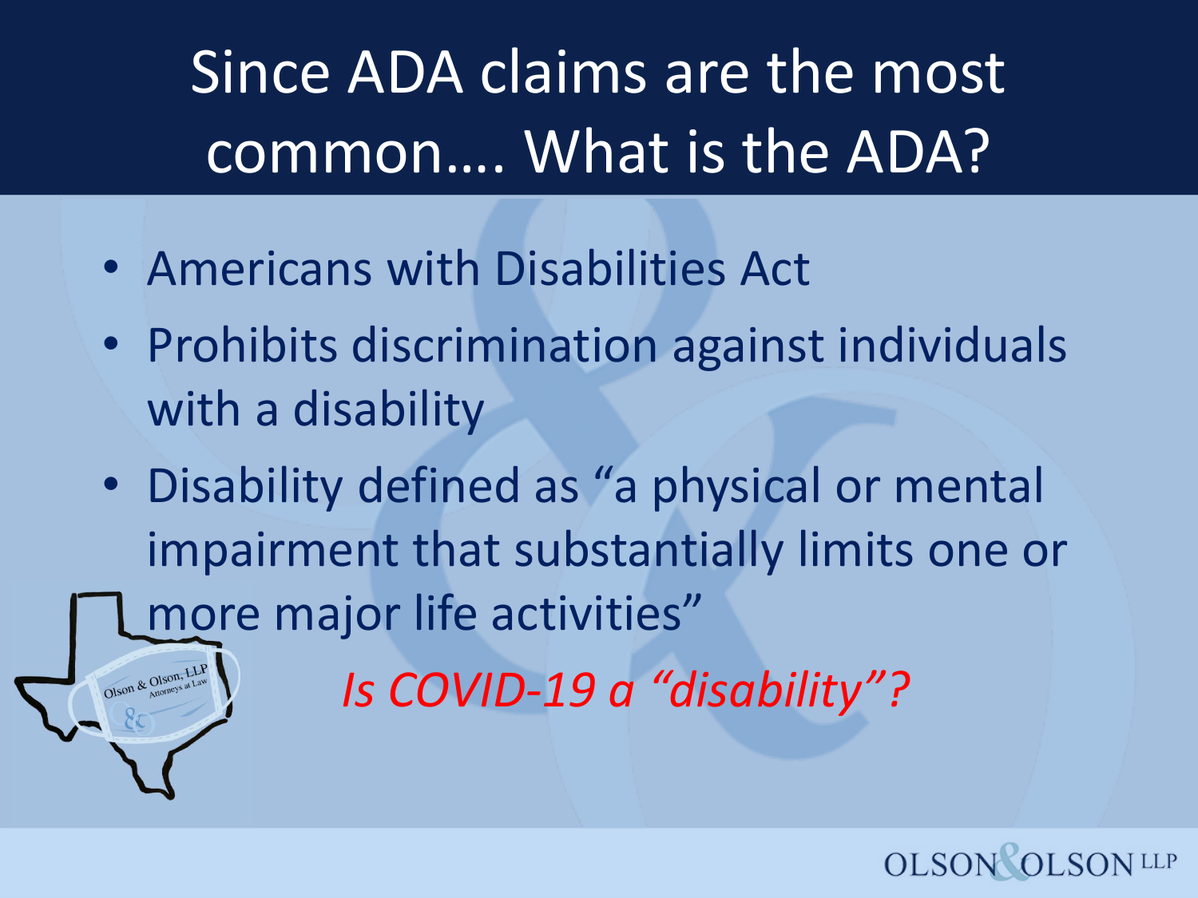# Since ADA claims are the most common…. What is the ADA?

- Americans with Disabilities Act
- Prohibits discrimination against individuals with a disability
- Disability defined as "a physical or mental impairment that substantially limits one or more major life activities"

*Is COVID-19 a "disability"?*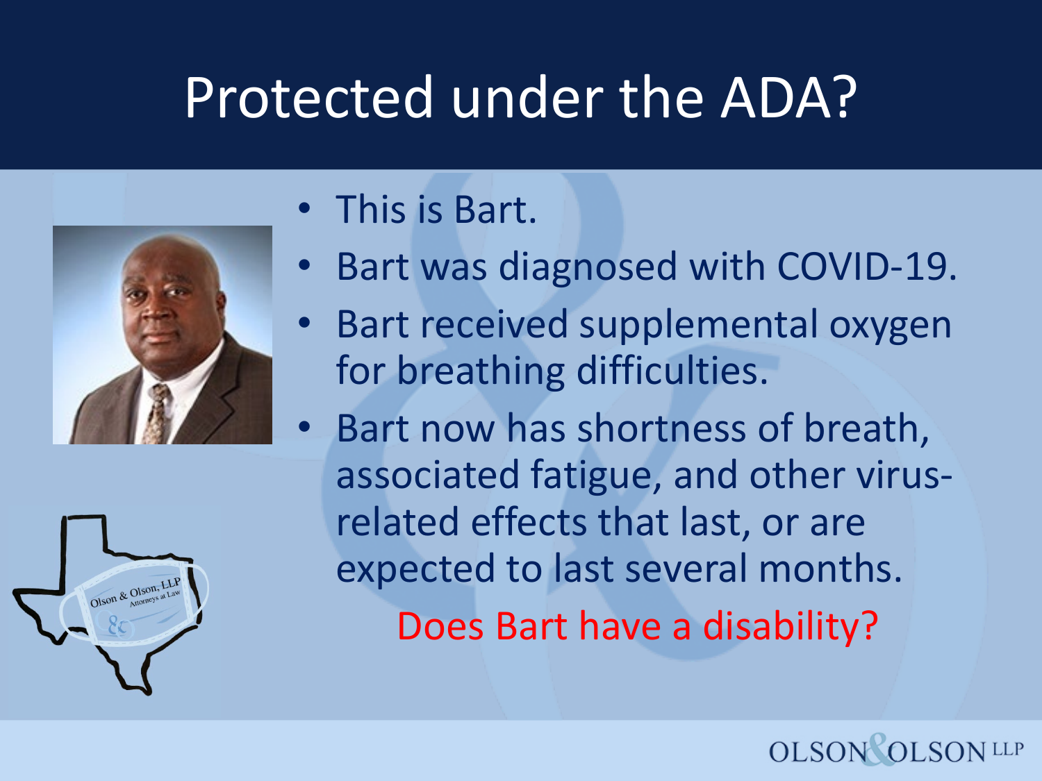# Protected under the ADA?

- This is Bart.
- Bart was diagnosed with COVID-19.
- Bart received supplemental oxygen for breathing difficulties.
- Bart now has shortness of breath, associated fatigue, and other virus-related effects that last, or are expected to last several months.

Does Bart have a disability?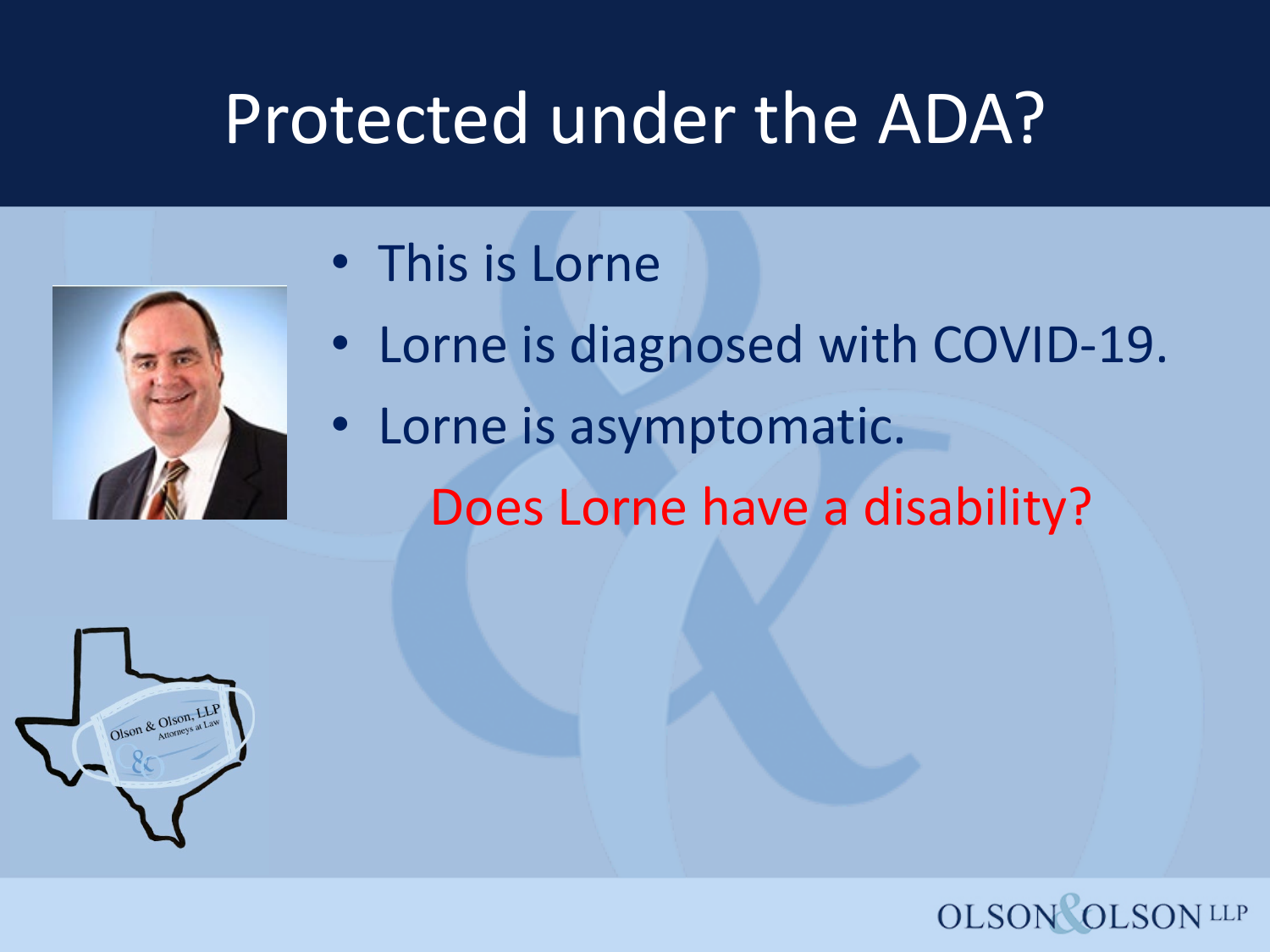# Protected under the ADA?

- This is Lorne
- Lorne is diagnosed with COVID-19.
- Lorne is asymptomatic.

Does Lorne have a disability?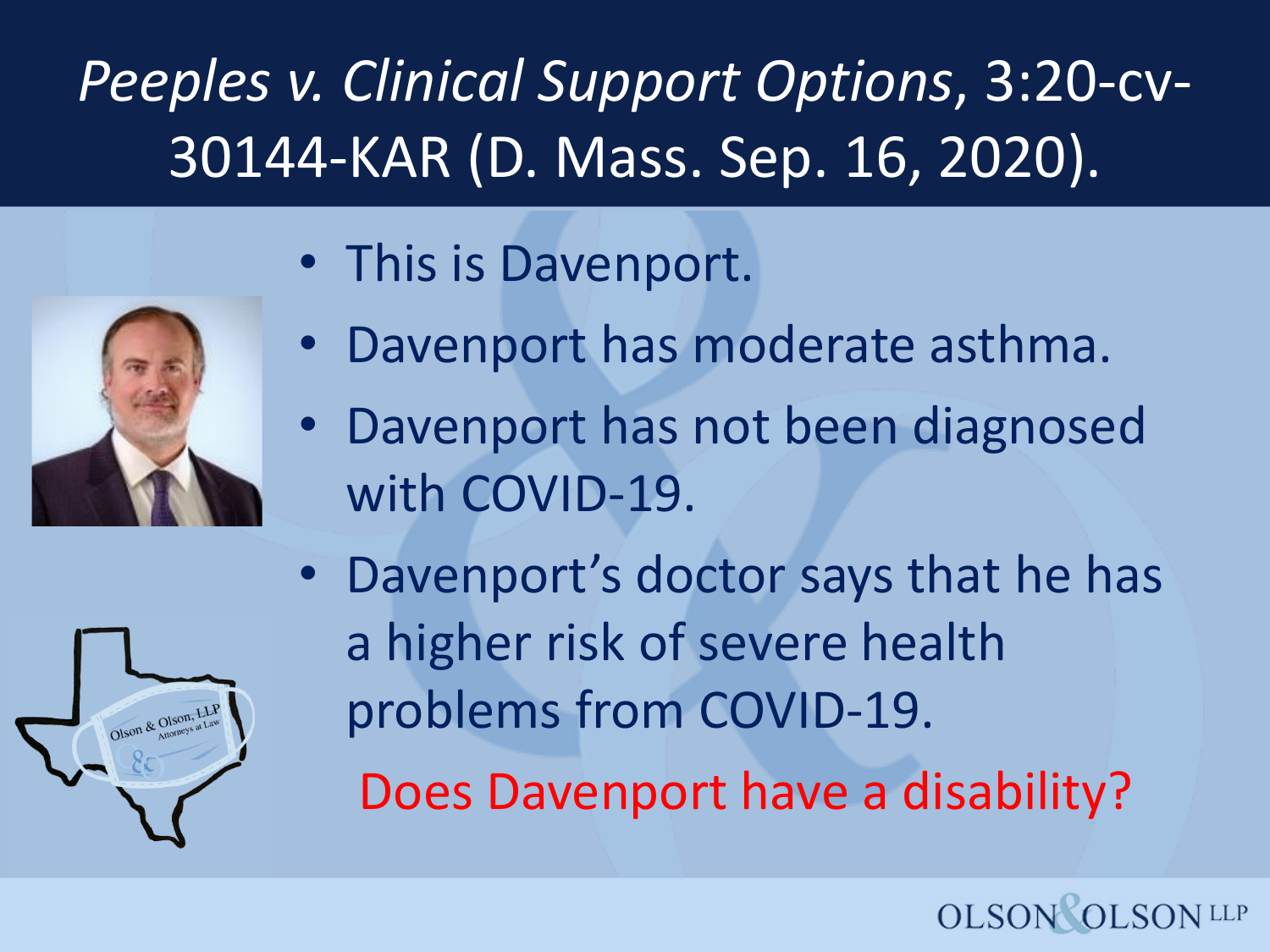# *Peeples v. Clinical Support Options*, 3:20-cv-30144-KAR (D. Mass. Sep. 16, 2020).

- This is Davenport.
- Davenport has moderate asthma.
- Davenport has not been diagnosed with COVID-19.
- Davenport's doctor says that he has a higher risk of severe health problems from COVID-19.

Does Davenport have a disability?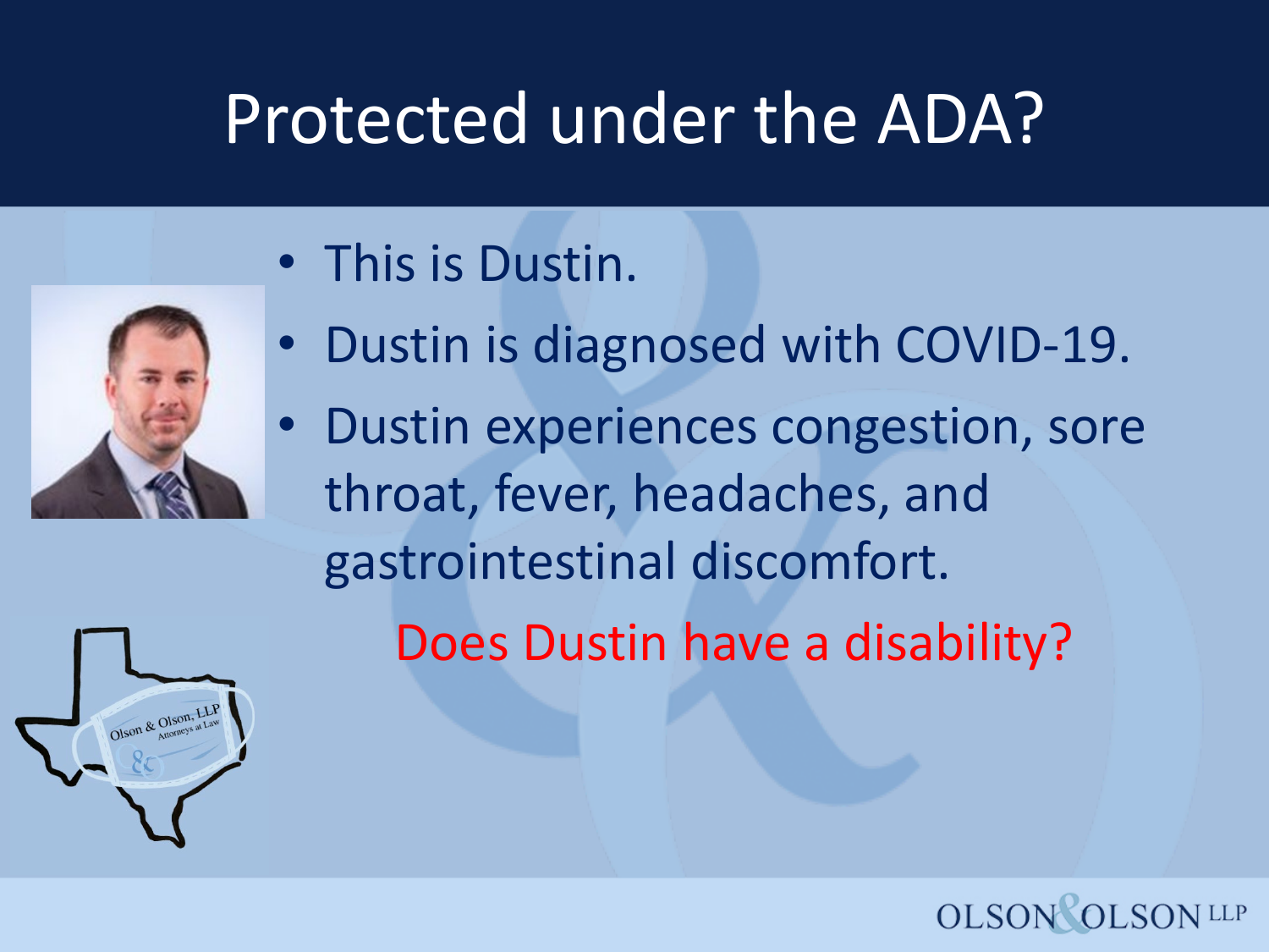# Protected under the ADA?

- This is Dustin.
- Dustin is diagnosed with COVID-19.
- Dustin experiences congestion, sore throat, fever, headaches, and gastrointestinal discomfort.

Does Dustin have a disability?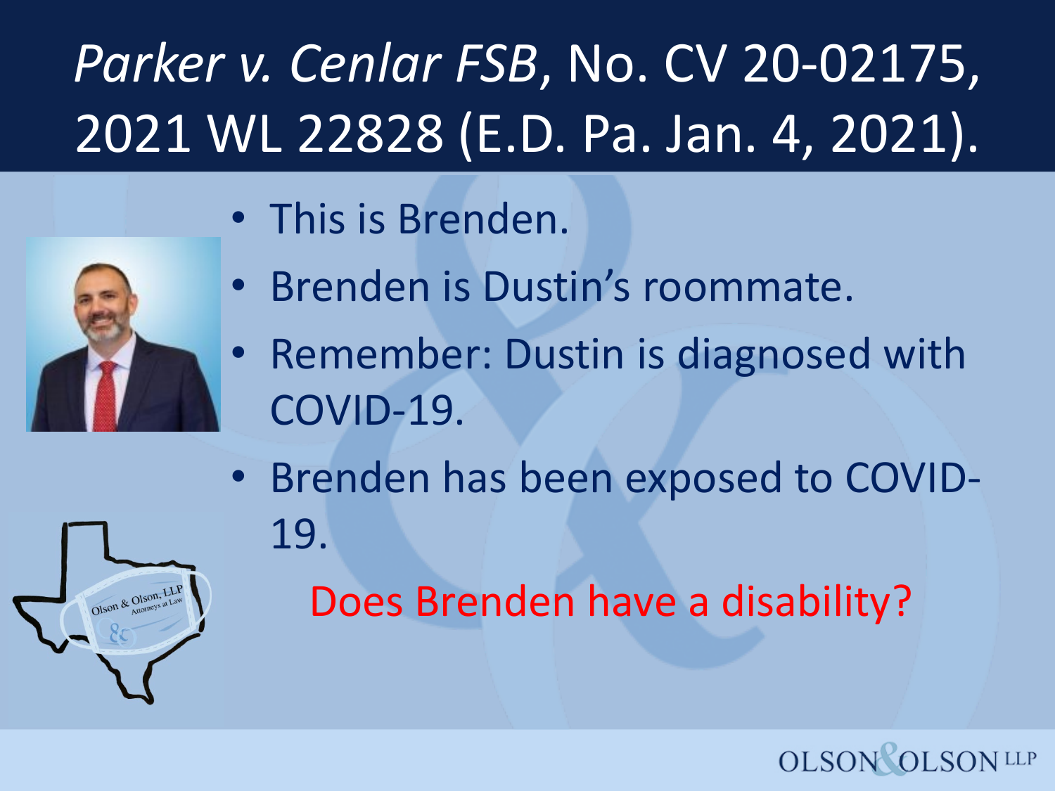# *Parker v. Cenlar FSB*, No. CV 20-02175, 2021 WL 22828 (E.D. Pa. Jan. 4, 2021).

- This is Brenden.
- Brenden is Dustin's roommate.
- Remember: Dustin is diagnosed with COVID-19.
- Brenden has been exposed to COVID-19.

Does Brenden have a disability?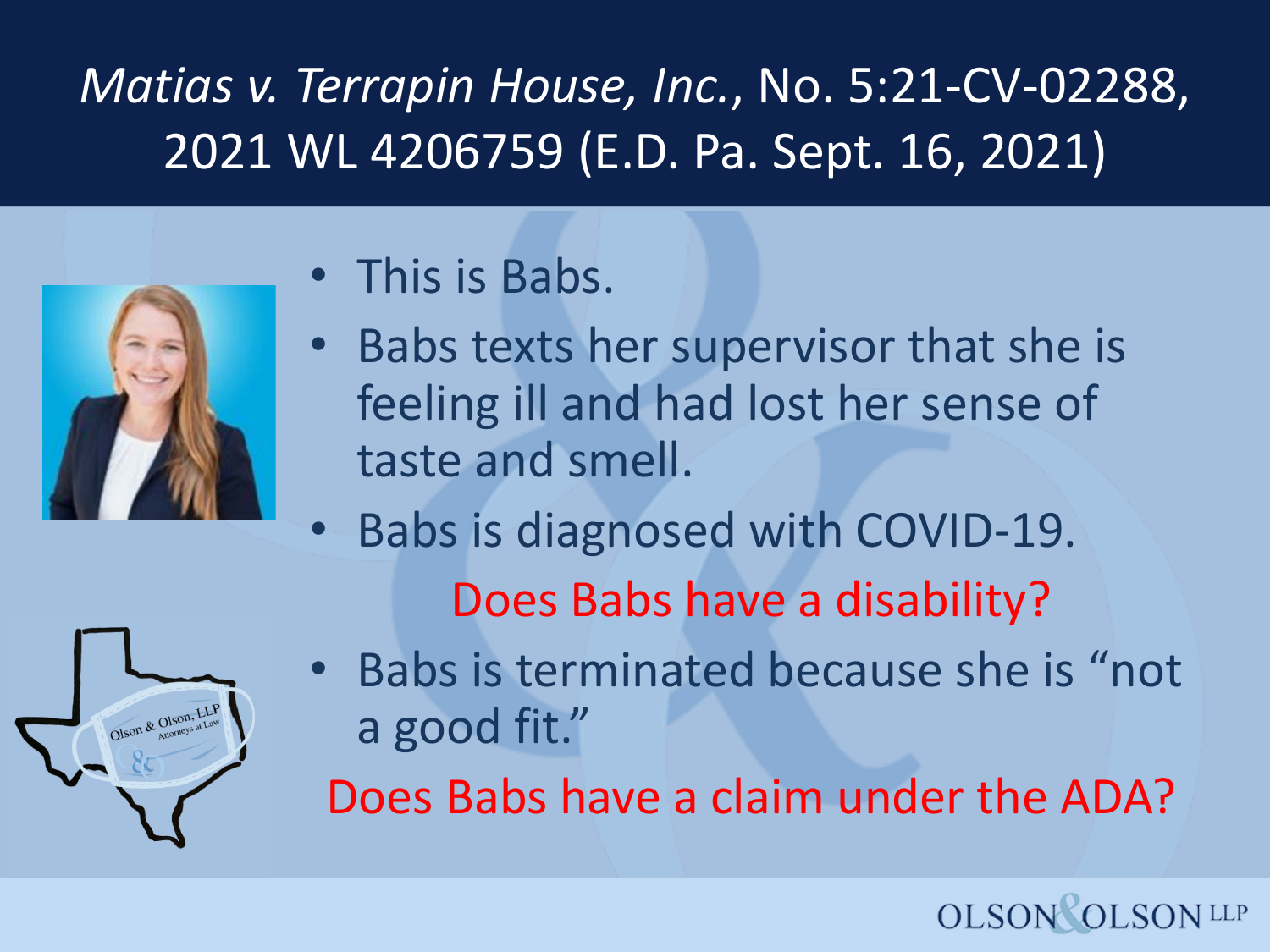# *Matias v. Terrapin House, Inc.*, No. 5:21-CV-02288, 2021 WL 4206759 (E.D. Pa. Sept. 16, 2021)

- This is Babs.
- Babs texts her supervisor that she is feeling ill and had lost her sense of taste and smell.
- Babs is diagnosed with COVID-19.

Does Babs have a disability?

- Babs is terminated because she is "not a good fit."

Does Babs have a claim under the ADA?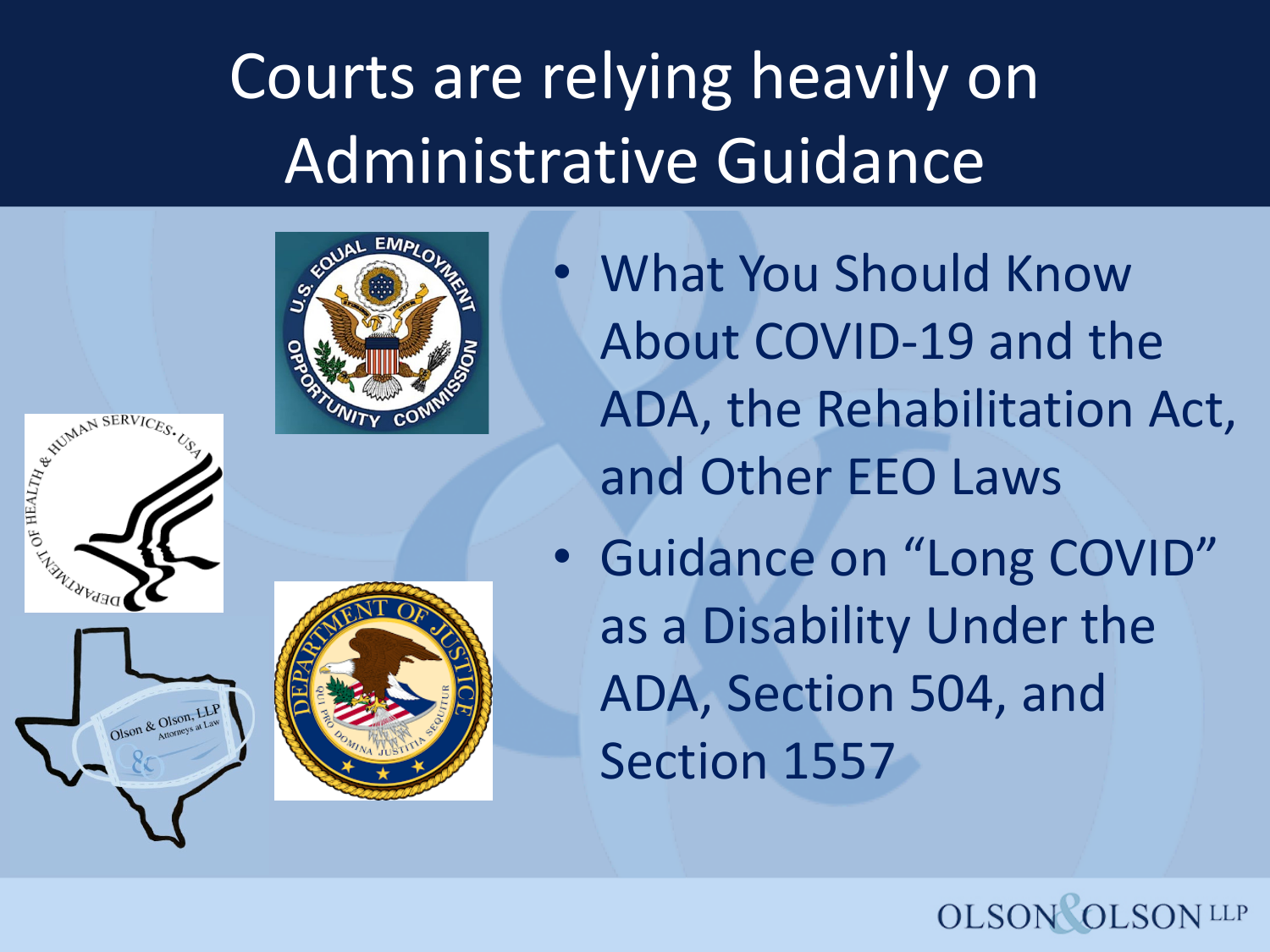# Courts are relying heavily on Administrative Guidance

- What You Should Know About COVID-19 and the ADA, the Rehabilitation Act, and Other EEO Laws
- Guidance on “Long COVID” as a Disability Under the ADA, Section 504, and Section 1557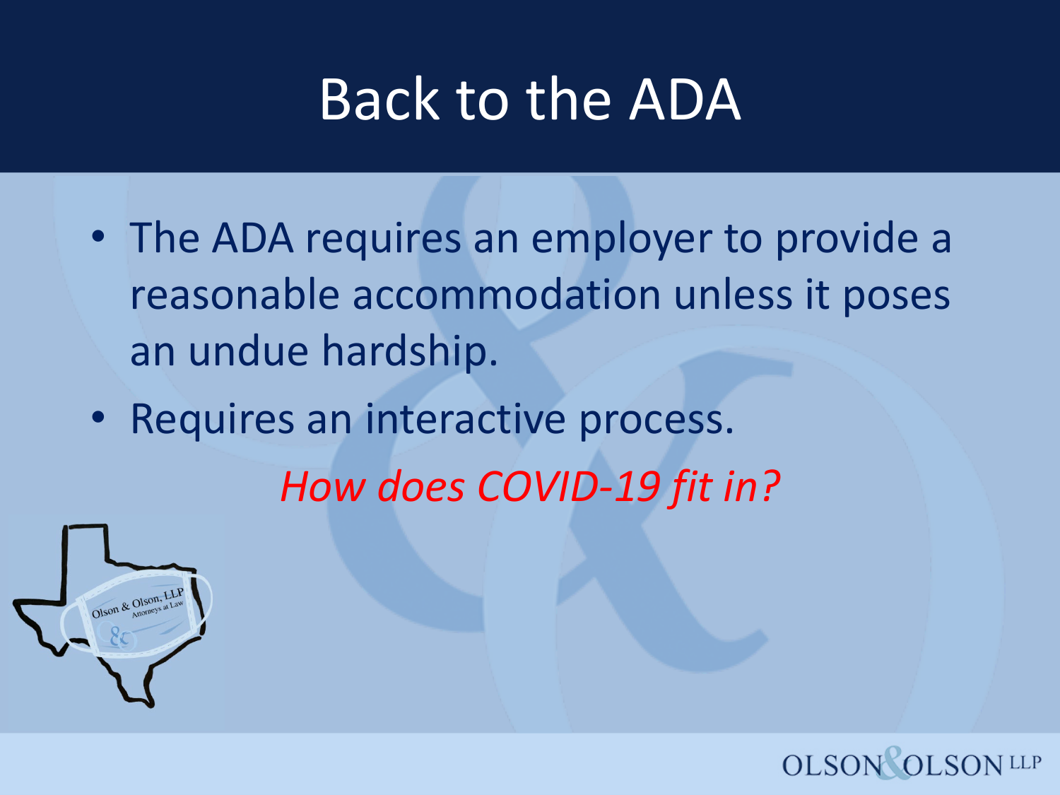# Back to the ADA

- The ADA requires an employer to provide a reasonable accommodation unless it poses an undue hardship.
- Requires an interactive process.

*How does COVID-19 fit in?*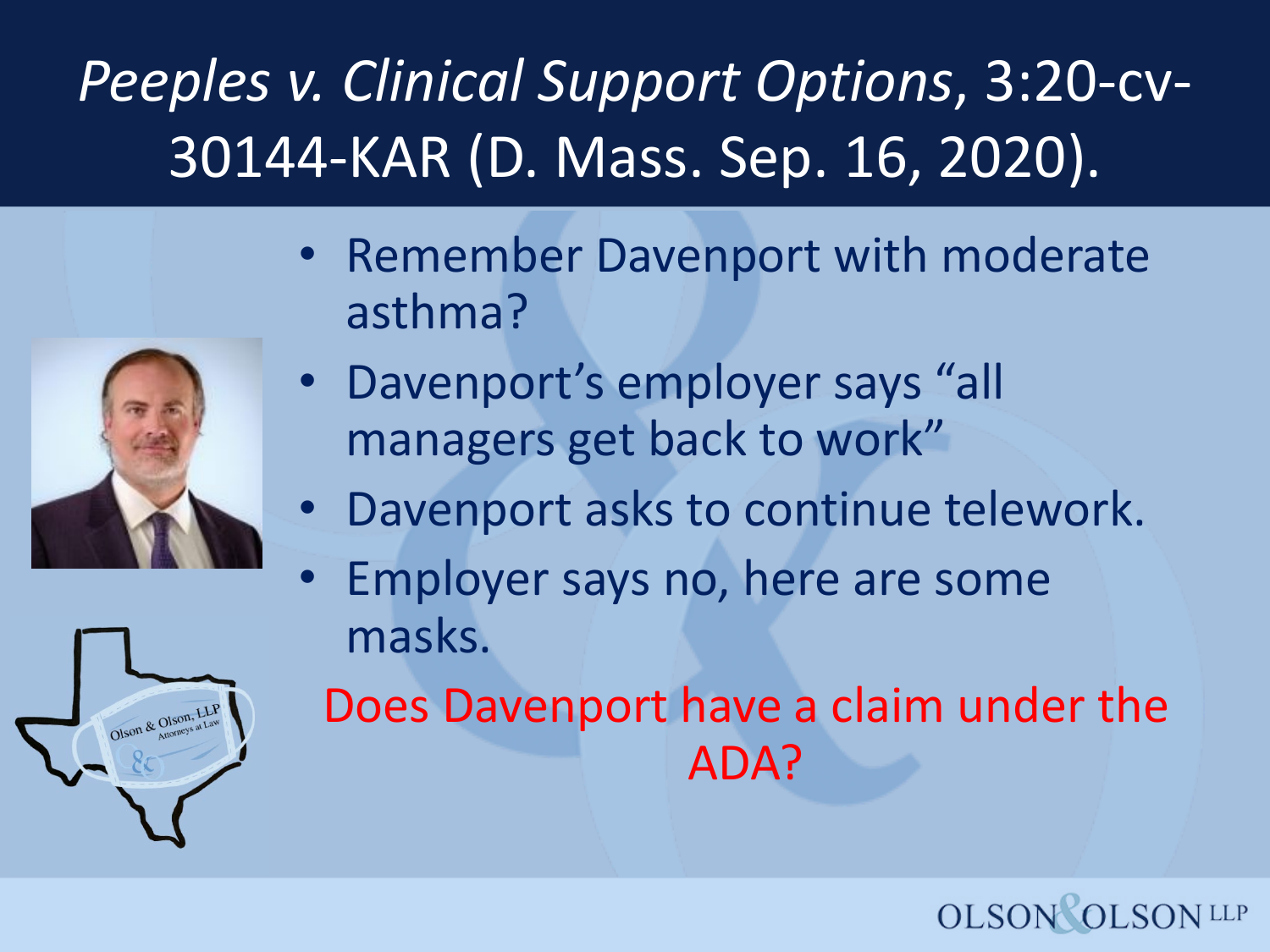# *Peeples v. Clinical Support Options*, 3:20-cv-30144-KAR (D. Mass. Sep. 16, 2020).

- Remember Davenport with moderate asthma?
- Davenport's employer says "all managers get back to work"
- Davenport asks to continue telework.
- Employer says no, here are some masks.

Does Davenport have a claim under the ADA?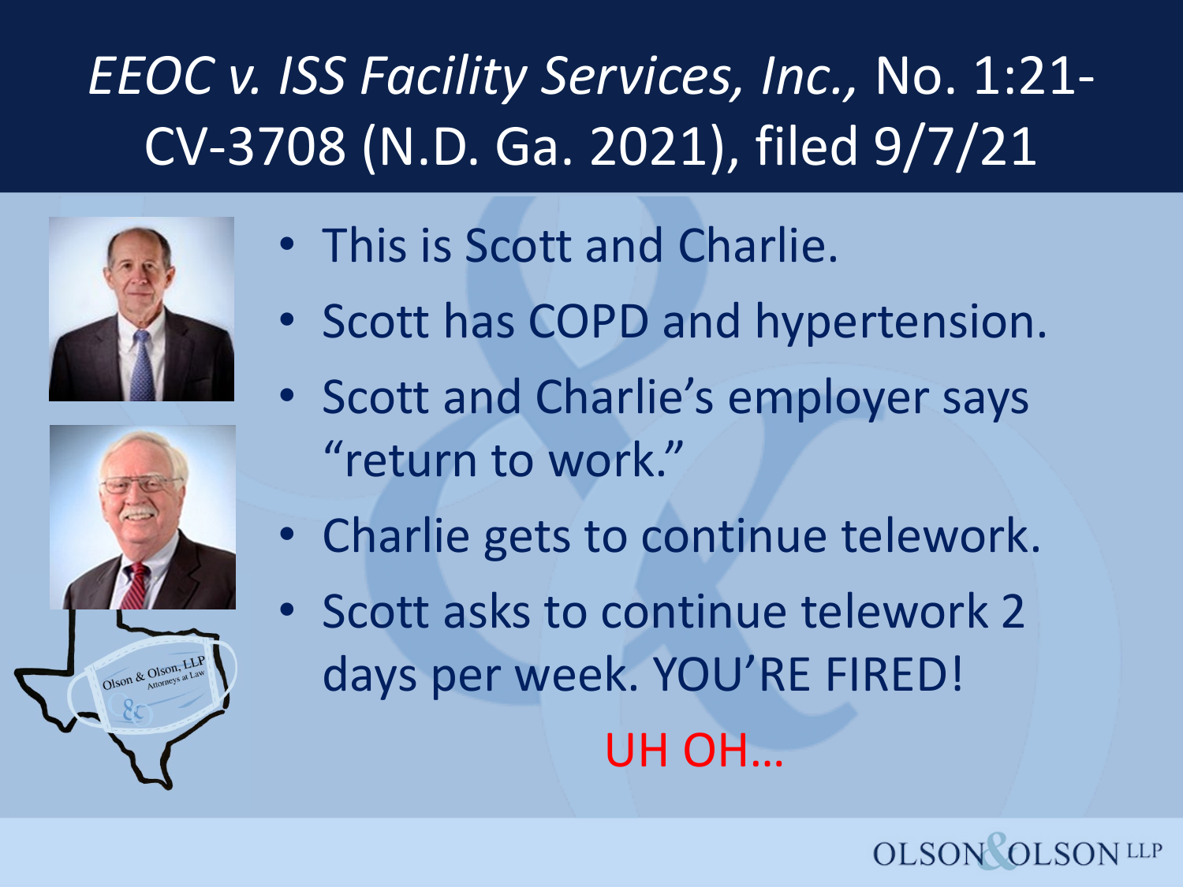# *EEOC v. ISS Facility Services, Inc.*, No. 1:21-CV-3708 (N.D. Ga. 2021), filed 9/7/21

- This is Scott and Charlie.
- Scott has COPD and hypertension.
- Scott and Charlie's employer says "return to work."
- Charlie gets to continue telework.
- Scott asks to continue telework 2 days per week. YOU'RE FIRED!

UH OH…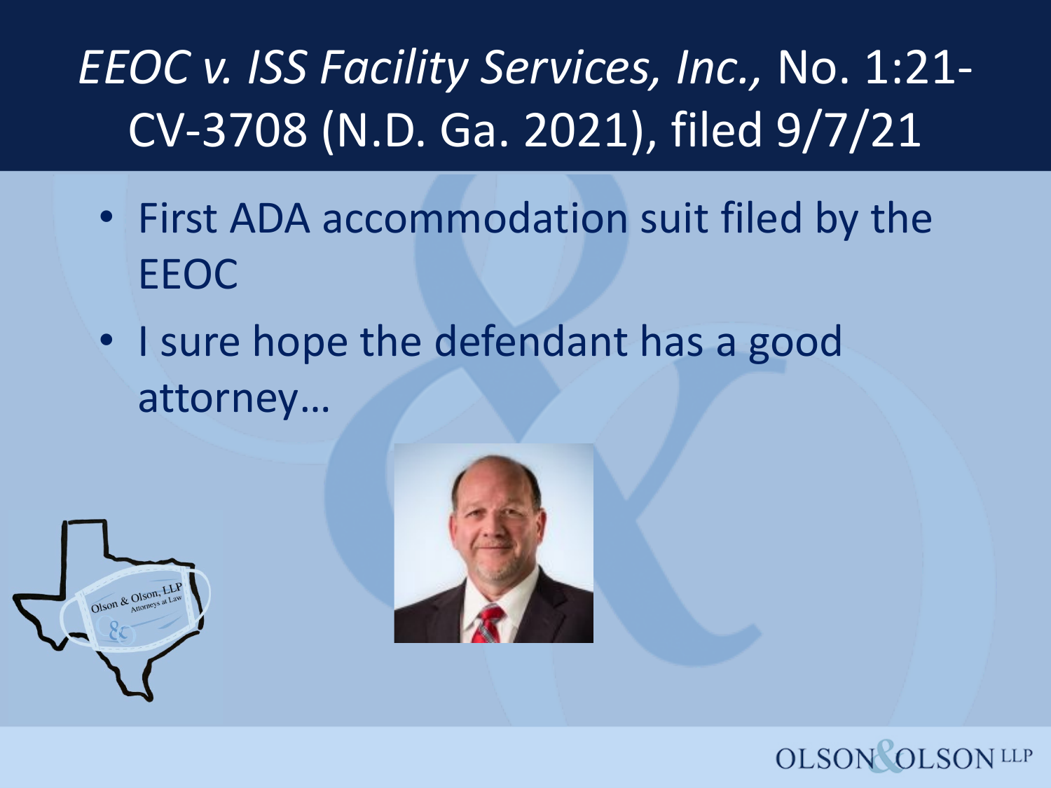# *EEOC v. ISS Facility Services, Inc.,* No. 1:21-CV-3708 (N.D. Ga. 2021), filed 9/7/21

- First ADA accommodation suit filed by the EEOC
- I sure hope the defendant has a good attorney…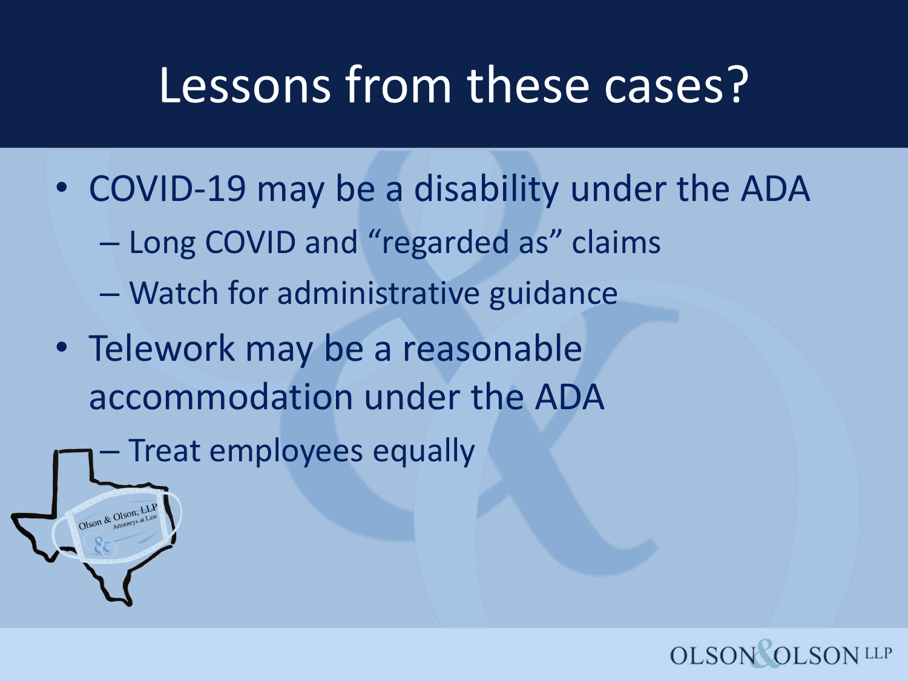# Lessons from these cases?

- COVID-19 may be a disability under the ADA
  - Long COVID and "regarded as" claims
  - Watch for administrative guidance
- Telework may be a reasonable accommodation under the ADA
  - Treat employees equally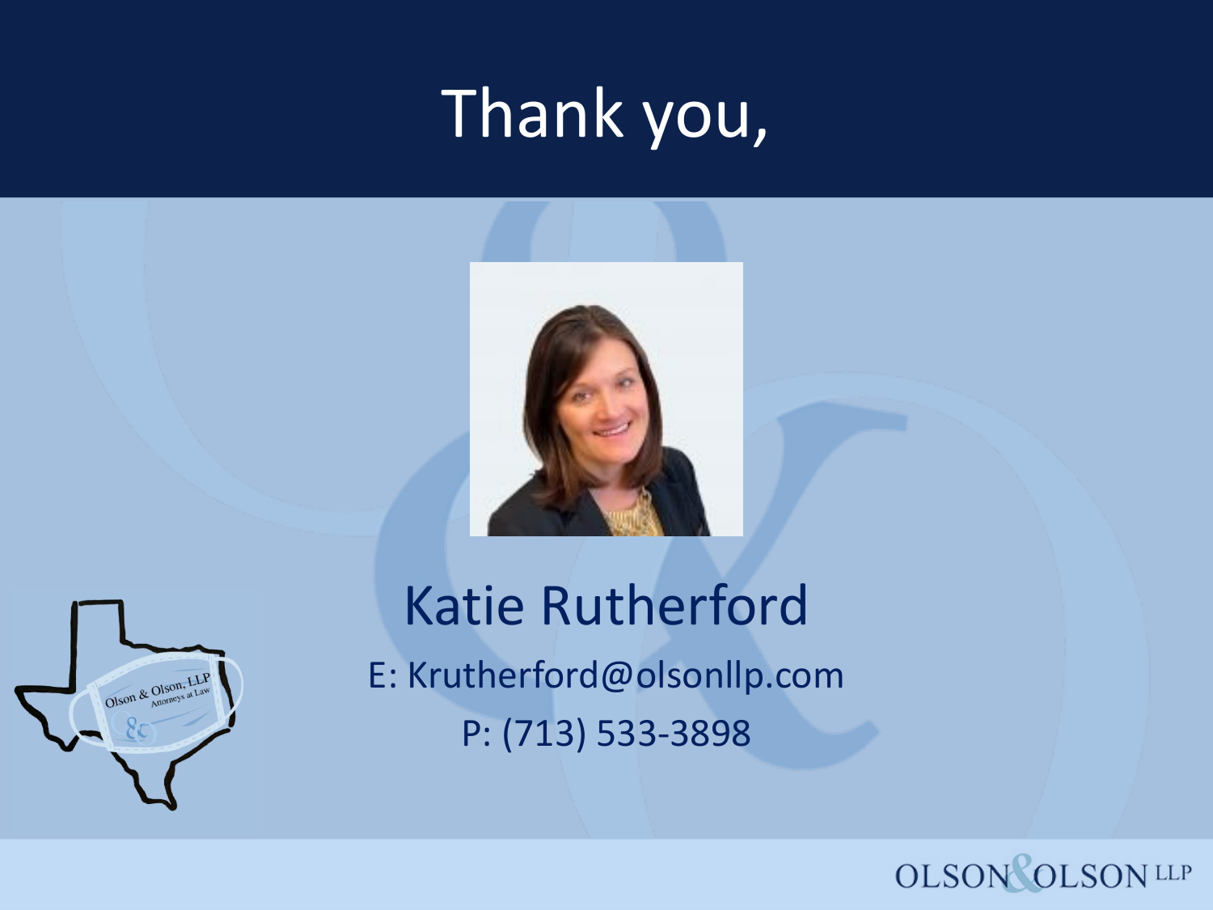# Thank you,

## Katie Rutherford

E: Krutherford@olsonllp.com

P: (713) 533-3898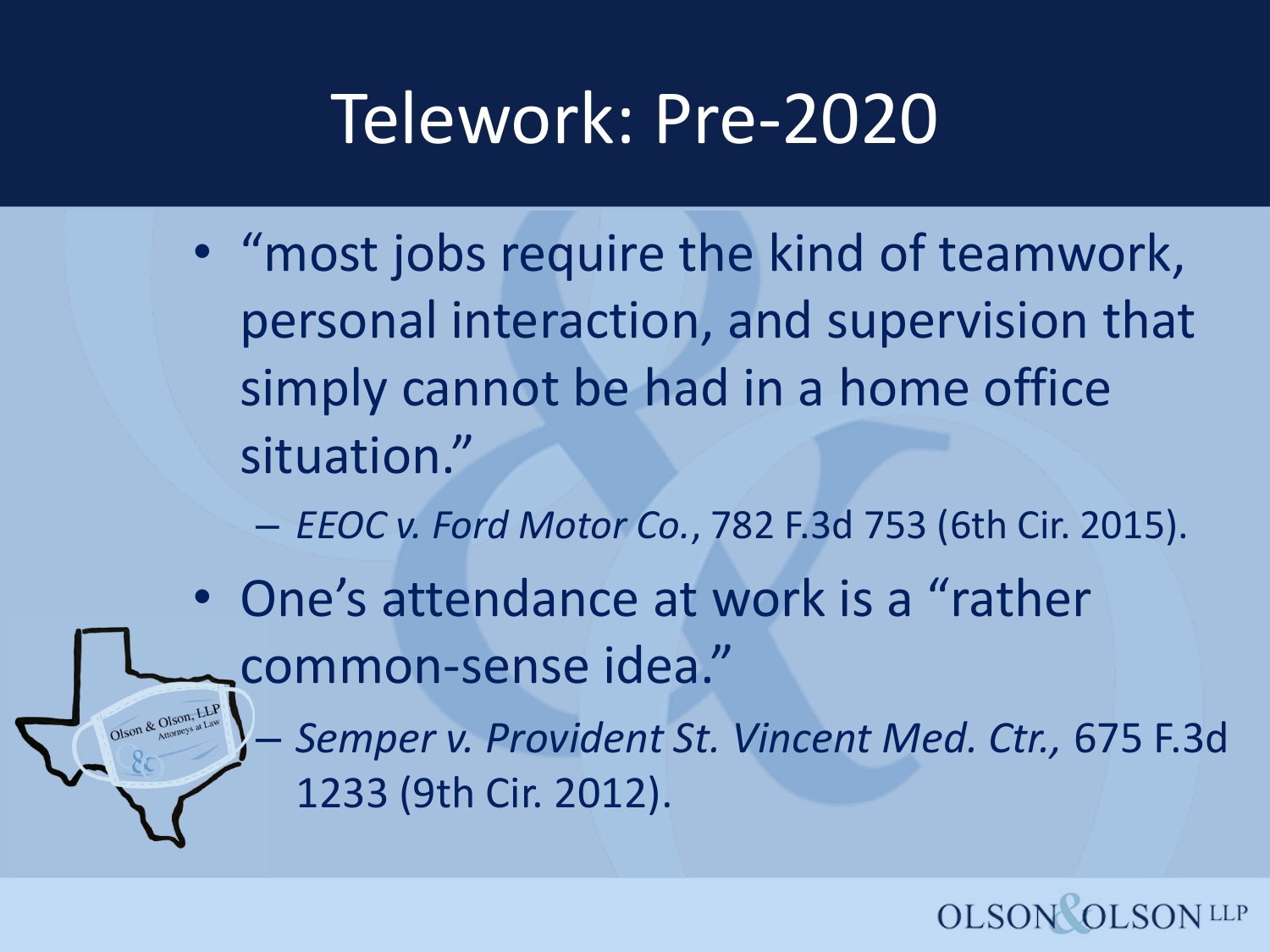# Telework: Pre-2020

- "most jobs require the kind of teamwork, personal interaction, and supervision that simply cannot be had in a home office situation."
  - *EEOC v. Ford Motor Co.*, 782 F.3d 753 (6th Cir. 2015).
- One's attendance at work is a "rather common-sense idea."
  - *Semper v. Provident St. Vincent Med. Ctr.,* 675 F.3d 1233 (9th Cir. 2012).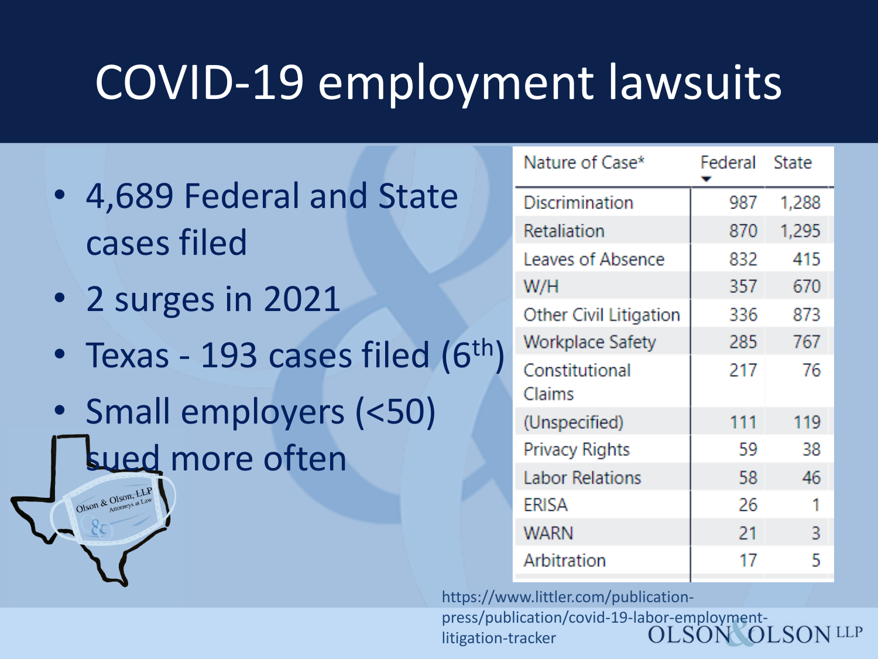# COVID-19 employment lawsuits

- 4,689 Federal and State cases filed
- 2 surges in 2021
- Texas - 193 cases filed (6th)
- Small employers (<50) sued more often

| Nature of Case* | Federal | State |
|---|---|---|
| Discrimination | 987 | 1,288 |
| Retaliation | 870 | 1,295 |
| Leaves of Absence | 832 | 415 |
| W/H | 357 | 670 |
| Other Civil Litigation | 336 | 873 |
| Workplace Safety | 285 | 767 |
| Constitutional Claims | 217 | 76 |
| (Unspecified) | 111 | 119 |
| Privacy Rights | 59 | 38 |
| Labor Relations | 58 | 46 |
| ERISA | 26 | 1 |
| WARN | 21 | 3 |
| Arbitration | 17 | 5 |

https://www.littler.com/publication-press/publication/covid-19-labor-employment-litigation-tracker